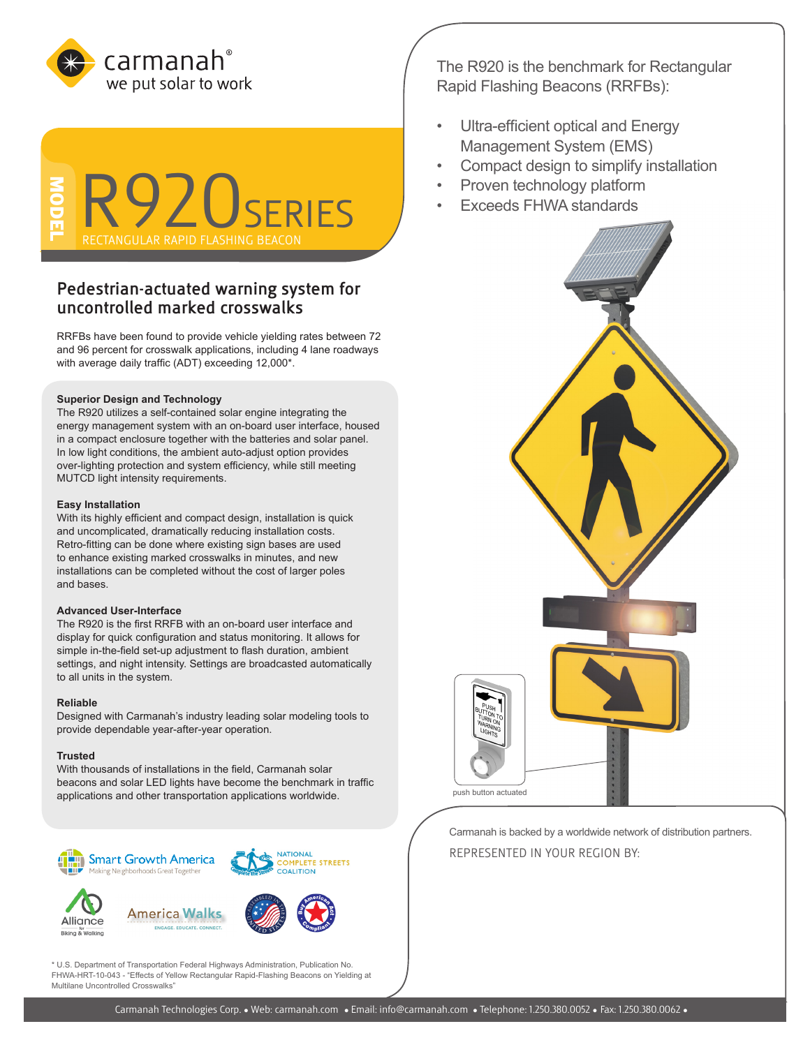carmanah®
we put solar to work

# MODEL R920 SERIES

RECTANGULAR RAPID FLASHING BEACON

## Pedestrian-actuated warning system for uncontrolled marked crosswalks

RRFBs have been found to provide vehicle yielding rates between 72 and 96 percent for crosswalk applications, including 4 lane roadways with average daily traffic (ADT) exceeding 12,000*.

**Superior Design and Technology**
The R920 utilizes a self-contained solar engine integrating the energy management system with an on-board user interface, housed in a compact enclosure together with the batteries and solar panel. In low light conditions, the ambient auto-adjust option provides over-lighting protection and system efficiency, while still meeting MUTCD light intensity requirements.

**Easy Installation**
With its highly efficient and compact design, installation is quick and uncomplicated, dramatically reducing installation costs. Retro-fitting can be done where existing sign bases are used to enhance existing marked crosswalks in minutes, and new installations can be completed without the cost of larger poles and bases.

**Advanced User-Interface**
The R920 is the first RRFB with an on-board user interface and display for quick configuration and status monitoring. It allows for simple in-the-field set-up adjustment to flash duration, ambient settings, and night intensity. Settings are broadcasted automatically to all units in the system.

**Reliable**
Designed with Carmanah's industry leading solar modeling tools to provide dependable year-after-year operation.

**Trusted**
With thousands of installations in the field, Carmanah solar beacons and solar LED lights have become the benchmark in traffic applications and other transportation applications worldwide.

Smart Growth America – Making Neighborhoods Great Together
National Complete Streets Coalition
Alliance for Biking & Walking
America Walks – Engage. Educate. Connect.
Assembled in United States
Buy American Act Compliant

\* U.S. Department of Transportation Federal Highways Administration, Publication No. FHWA-HRT-10-043 - "Effects of Yellow Rectangular Rapid-Flashing Beacons on Yielding at Multilane Uncontrolled Crosswalks"

The R920 is the benchmark for Rectangular Rapid Flashing Beacons (RRFBs):

- Ultra-efficient optical and Energy Management System (EMS)
- Compact design to simplify installation
- Proven technology platform
- Exceeds FHWA standards

PUSH BUTTON TO TURN ON WARNING LIGHTS

push button actuated

Carmanah is backed by a worldwide network of distribution partners.

REPRESENTED IN YOUR REGION BY:

Carmanah Technologies Corp. • Web: carmanah.com • Email: info@carmanah.com • Telephone: 1.250.380.0052 • Fax: 1.250.380.0062 •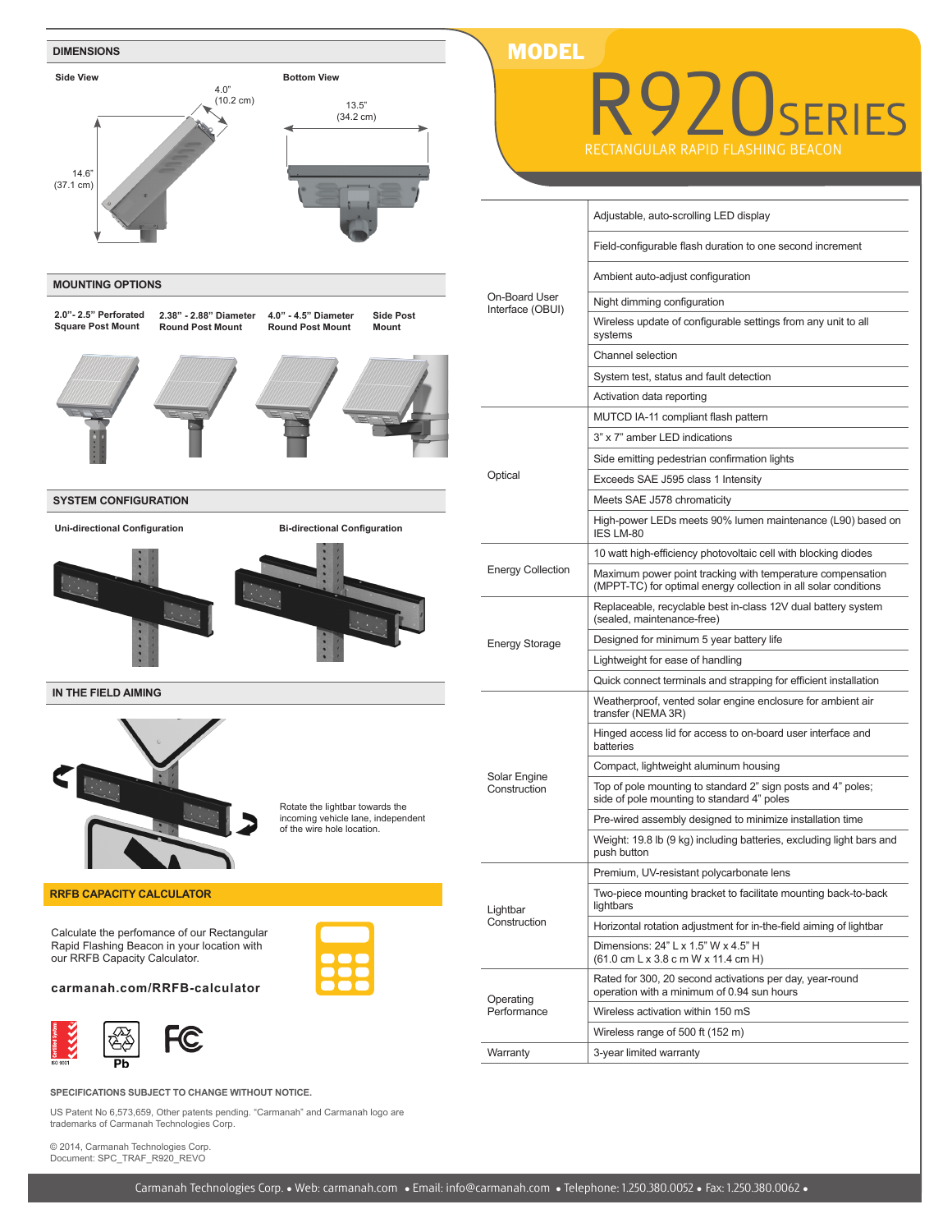## MODEL

# R920 SERIES

RECTANGULAR RAPID FLASHING BEACON

## DIMENSIONS

**Side View**

4.0"
(10.2 cm)

14.6"
(37.1 cm)

**Bottom View**

13.5"
(34.2 cm)

## MOUNTING OPTIONS

**2.0"- 2.5" Perforated Square Post Mount**

**2.38" - 2.88" Diameter Round Post Mount**

**4.0" - 4.5" Diameter Round Post Mount**

**Side Post Mount**

## SYSTEM CONFIGURATION

**Uni-directional Configuration**

**Bi-directional Configuration**

## IN THE FIELD AIMING

Rotate the lightbar towards the incoming vehicle lane, independent of the wire hole location.

## RRFB CAPACITY CALCULATOR

Calculate the perfomance of our Rectangular Rapid Flashing Beacon in your location with our RRFB Capacity Calculator.

**carmanah.com/RRFB-calculator**

Pb

| | |
|---|---|
| On-Board User Interface (OBUI) | Adjustable, auto-scrolling LED display |
| | Field-configurable flash duration to one second increment |
| | Ambient auto-adjust configuration |
| | Night dimming configuration |
| | Wireless update of configurable settings from any unit to all systems |
| | Channel selection |
| | System test, status and fault detection |
| | Activation data reporting |
| Optical | MUTCD IA-11 compliant flash pattern |
| | 3" x 7" amber LED indications |
| | Side emitting pedestrian confirmation lights |
| | Exceeds SAE J595 class 1 Intensity |
| | Meets SAE J578 chromaticity |
| | High-power LEDs meets 90% lumen maintenance (L90) based on IES LM-80 |
| Energy Collection | 10 watt high-efficiency photovoltaic cell with blocking diodes |
| | Maximum power point tracking with temperature compensation (MPPT-TC) for optimal energy collection in all solar conditions |
| Energy Storage | Replaceable, recyclable best in-class 12V dual battery system (sealed, maintenance-free) |
| | Designed for minimum 5 year battery life |
| | Lightweight for ease of handling |
| | Quick connect terminals and strapping for efficient installation |
| Solar Engine Construction | Weatherproof, vented solar engine enclosure for ambient air transfer (NEMA 3R) |
| | Hinged access lid for access to on-board user interface and batteries |
| | Compact, lightweight aluminum housing |
| | Top of pole mounting to standard 2" sign posts and 4" poles; side of pole mounting to standard 4" poles |
| | Pre-wired assembly designed to minimize installation time |
| | Weight: 19.8 lb (9 kg) including batteries, excluding light bars and push button |
| Lightbar Construction | Premium, UV-resistant polycarbonate lens |
| | Two-piece mounting bracket to facilitate mounting back-to-back lightbars |
| | Horizontal rotation adjustment for in-the-field aiming of lightbar |
| | Dimensions: 24" L x 1.5" W x 4.5" H (61.0 cm L x 3.8 c m W x 11.4 cm H) |
| Operating Performance | Rated for 300, 20 second activations per day, year-round operation with a minimum of 0.94 sun hours |
| | Wireless activation within 150 mS |
| | Wireless range of 500 ft (152 m) |
| Warranty | 3-year limited warranty |

**SPECIFICATIONS SUBJECT TO CHANGE WITHOUT NOTICE.**

US Patent No 6,573,659, Other patents pending. "Carmanah" and Carmanah logo are trademarks of Carmanah Technologies Corp.

© 2014, Carmanah Technologies Corp.
Document: SPC_TRAF_R920_REVO

Carmanah Technologies Corp. • Web: carmanah.com • Email: info@carmanah.com • Telephone: 1.250.380.0052 • Fax: 1.250.380.0062 •